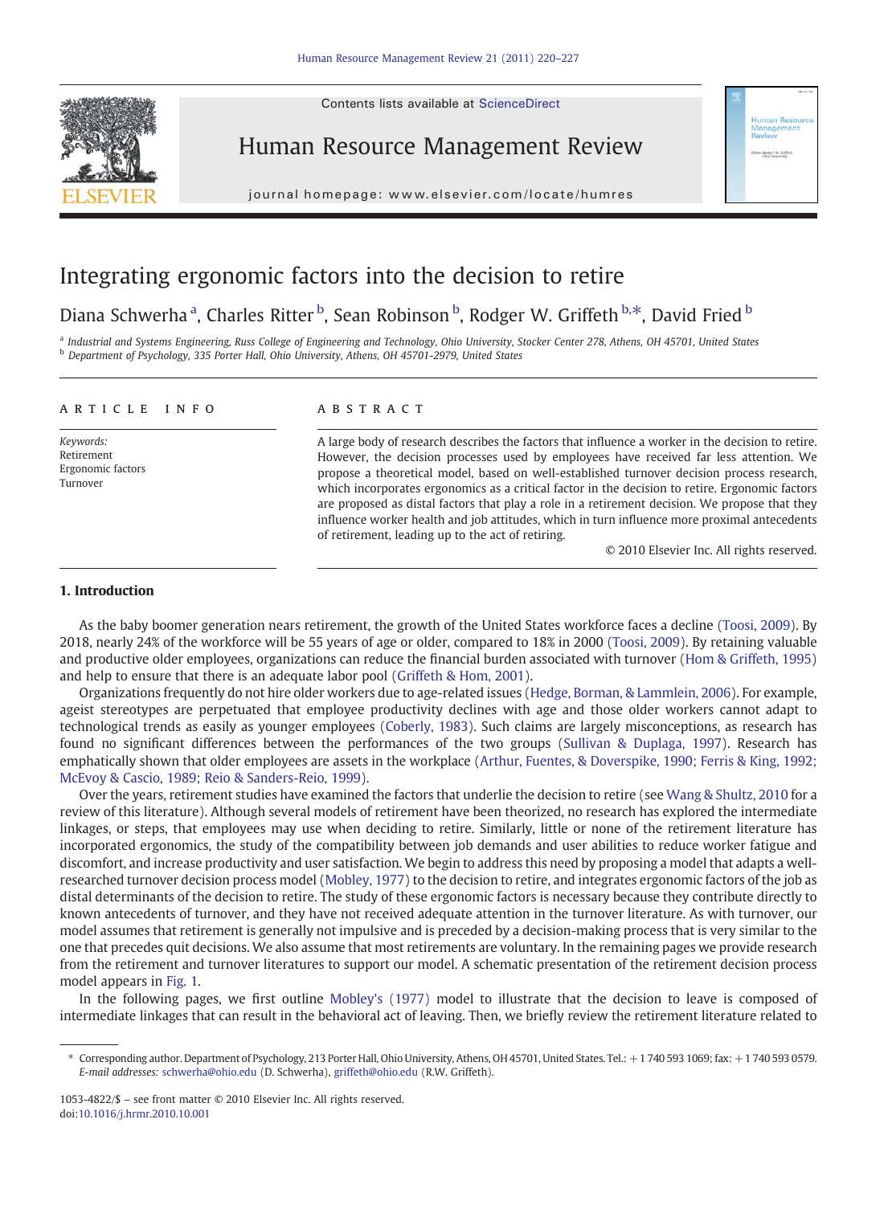# Integrating ergonomic factors into the decision to retire

Diana Schwerha [a], Charles Ritter [b], Sean Robinson [b], Rodger W. Griffeth [b,*], David Fried [b]

[a] Industrial and Systems Engineering, Russ College of Engineering and Technology, Ohio University, Stocker Center 278, Athens, OH 45701, United States
[b] Department of Psychology, 335 Porter Hall, Ohio University, Athens, OH 45701-2979, United States

## ARTICLE INFO

*Keywords:*
Retirement
Ergonomic factors
Turnover

## ABSTRACT

A large body of research describes the factors that influence a worker in the decision to retire. However, the decision processes used by employees have received far less attention. We propose a theoretical model, based on well-established turnover decision process research, which incorporates ergonomics as a critical factor in the decision to retire. Ergonomic factors are proposed as distal factors that play a role in a retirement decision. We propose that they influence worker health and job attitudes, which in turn influence more proximal antecedents of retirement, leading up to the act of retiring.

© 2010 Elsevier Inc. All rights reserved.

## 1. Introduction

As the baby boomer generation nears retirement, the growth of the United States workforce faces a decline (Toosi, 2009). By 2018, nearly 24% of the workforce will be 55 years of age or older, compared to 18% in 2000 (Toosi, 2009). By retaining valuable and productive older employees, organizations can reduce the financial burden associated with turnover (Hom & Griffeth, 1995) and help to ensure that there is an adequate labor pool (Griffeth & Hom, 2001).

Organizations frequently do not hire older workers due to age-related issues (Hedge, Borman, & Lammlein, 2006). For example, ageist stereotypes are perpetuated that employee productivity declines with age and those older workers cannot adapt to technological trends as easily as younger employees (Coberly, 1983). Such claims are largely misconceptions, as research has found no significant differences between the performances of the two groups (Sullivan & Duplaga, 1997). Research has emphatically shown that older employees are assets in the workplace (Arthur, Fuentes, & Doverspike, 1990; Ferris & King, 1992; McEvoy & Cascio, 1989; Reio & Sanders-Reio, 1999).

Over the years, retirement studies have examined the factors that underlie the decision to retire (see Wang & Shultz, 2010 for a review of this literature). Although several models of retirement have been theorized, no research has explored the intermediate linkages, or steps, that employees may use when deciding to retire. Similarly, little or none of the retirement literature has incorporated ergonomics, the study of the compatibility between job demands and user abilities to reduce worker fatigue and discomfort, and increase productivity and user satisfaction. We begin to address this need by proposing a model that adapts a well-researched turnover decision process model (Mobley, 1977) to the decision to retire, and integrates ergonomic factors of the job as distal determinants of the decision to retire. The study of these ergonomic factors is necessary because they contribute directly to known antecedents of turnover, and they have not received adequate attention in the turnover literature. As with turnover, our model assumes that retirement is generally not impulsive and is preceded by a decision-making process that is very similar to the one that precedes quit decisions. We also assume that most retirements are voluntary. In the remaining pages we provide research from the retirement and turnover literatures to support our model. A schematic presentation of the retirement decision process model appears in Fig. 1.

In the following pages, we first outline Mobley's (1977) model to illustrate that the decision to leave is composed of intermediate linkages that can result in the behavioral act of leaving. Then, we briefly review the retirement literature related to

---

* Corresponding author. Department of Psychology, 213 Porter Hall, Ohio University, Athens, OH 45701, United States. Tel.: +1 740 593 1069; fax: +1 740 593 0579.
*E-mail addresses:* schwerha@ohio.edu (D. Schwerha), griffeth@ohio.edu (R.W. Griffeth).

1053-4822/$ – see front matter © 2010 Elsevier Inc. All rights reserved.
doi:10.1016/j.hrmr.2010.10.001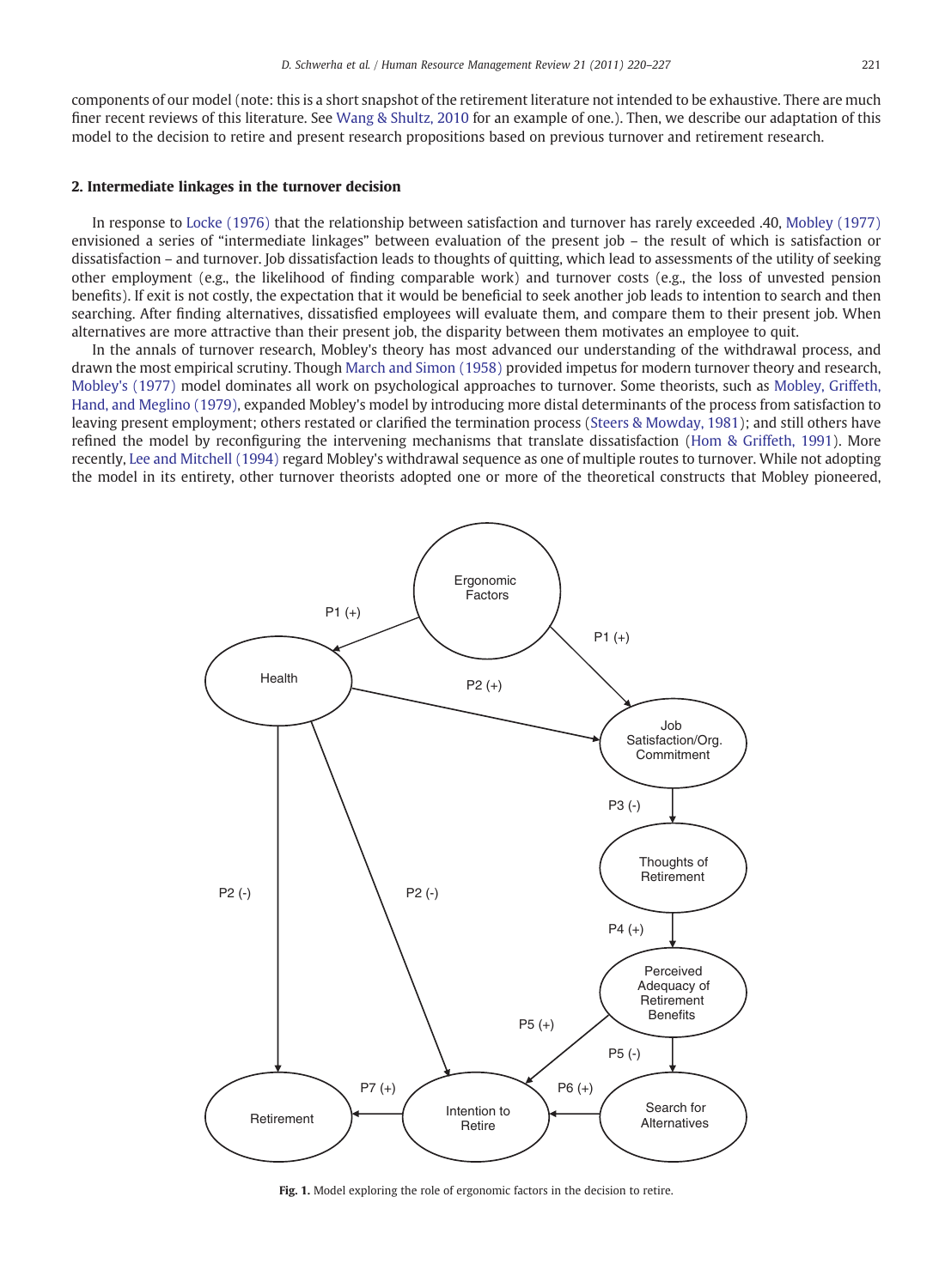components of our model (note: this is a short snapshot of the retirement literature not intended to be exhaustive. There are much finer recent reviews of this literature. See Wang & Shultz, 2010 for an example of one.). Then, we describe our adaptation of this model to the decision to retire and present research propositions based on previous turnover and retirement research.

## 2. Intermediate linkages in the turnover decision

In response to Locke (1976) that the relationship between satisfaction and turnover has rarely exceeded .40, Mobley (1977) envisioned a series of "intermediate linkages" between evaluation of the present job – the result of which is satisfaction or dissatisfaction – and turnover. Job dissatisfaction leads to thoughts of quitting, which lead to assessments of the utility of seeking other employment (e.g., the likelihood of finding comparable work) and turnover costs (e.g., the loss of unvested pension benefits). If exit is not costly, the expectation that it would be beneficial to seek another job leads to intention to search and then searching. After finding alternatives, dissatisfied employees will evaluate them, and compare them to their present job. When alternatives are more attractive than their present job, the disparity between them motivates an employee to quit.

In the annals of turnover research, Mobley's theory has most advanced our understanding of the withdrawal process, and drawn the most empirical scrutiny. Though March and Simon (1958) provided impetus for modern turnover theory and research, Mobley's (1977) model dominates all work on psychological approaches to turnover. Some theorists, such as Mobley, Griffeth, Hand, and Meglino (1979), expanded Mobley's model by introducing more distal determinants of the process from satisfaction to leaving present employment; others restated or clarified the termination process (Steers & Mowday, 1981); and still others have refined the model by reconfiguring the intervening mechanisms that translate dissatisfaction (Hom & Griffeth, 1991). More recently, Lee and Mitchell (1994) regard Mobley's withdrawal sequence as one of multiple routes to turnover. While not adopting the model in its entirety, other turnover theorists adopted one or more of the theoretical constructs that Mobley pioneered,

**Fig. 1.** Model exploring the role of ergonomic factors in the decision to retire.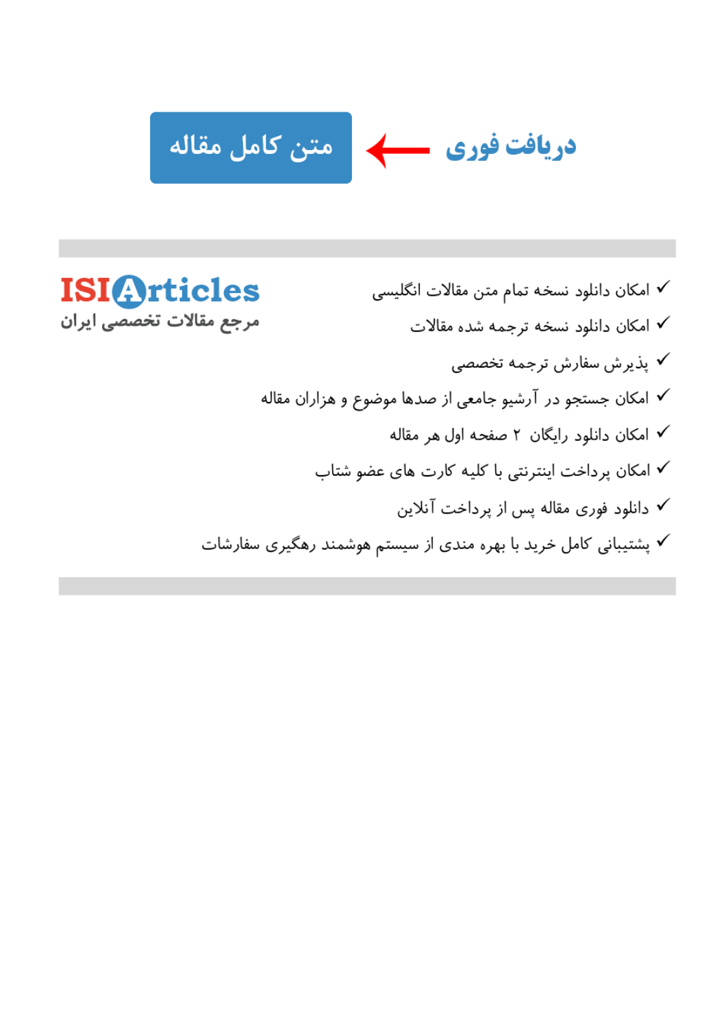دریافت فوری ← متن کامل مقاله

**ISIArticles**
مرجع مقالات تخصصی ایران

- ✓ امکان دانلود نسخه تمام متن مقالات انگلیسی
- ✓ امکان دانلود نسخه ترجمه شده مقالات
- ✓ پذیرش سفارش ترجمه تخصصی
- ✓ امکان جستجو در آرشیو جامعی از صدها موضوع و هزاران مقاله
- ✓ امکان دانلود رایگان ۲ صفحه اول هر مقاله
- ✓ امکان پرداخت اینترنتی با کلیه کارت های عضو شتاب
- ✓ دانلود فوری مقاله پس از پرداخت آنلاین
- ✓ پشتیبانی کامل خرید با بهره مندی از سیستم هوشمند رهگیری سفارشات